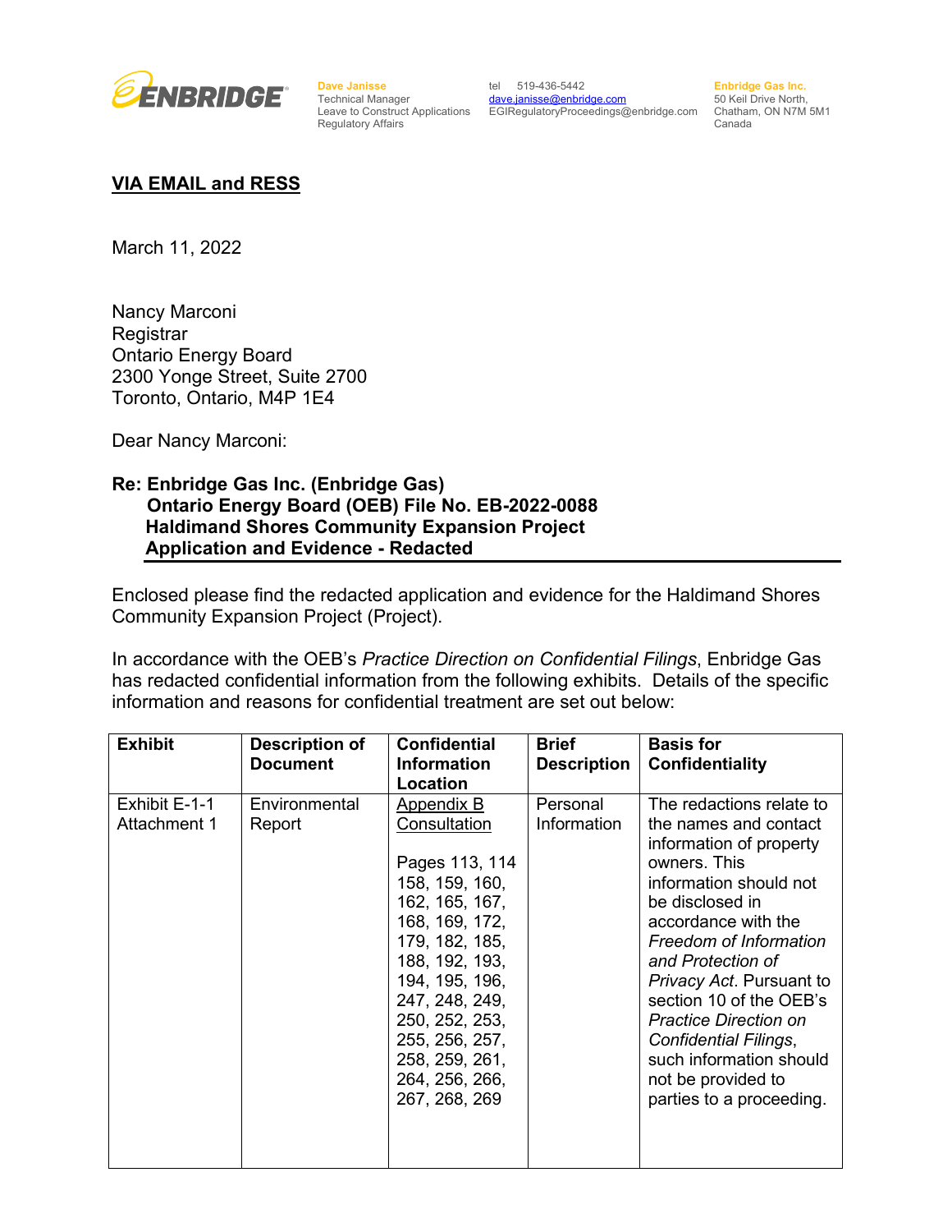ENBRIDGE

**Dave Janisse**
Technical Manager
Leave to Construct Applications
Regulatory Affairs

tel 519-436-5442
dave.janisse@enbridge.com
EGIRegulatoryProceedings@enbridge.com

**Enbridge Gas Inc.**
50 Keil Drive North,
Chatham, ON N7M 5M1
Canada

**VIA EMAIL and RESS**

March 11, 2022

Nancy Marconi
Registrar
Ontario Energy Board
2300 Yonge Street, Suite 2700
Toronto, Ontario, M4P 1E4

Dear Nancy Marconi:

**Re: Enbridge Gas Inc. (Enbridge Gas)**
**Ontario Energy Board (OEB) File No. EB-2022-0088**
**Haldimand Shores Community Expansion Project**
**Application and Evidence - Redacted**

Enclosed please find the redacted application and evidence for the Haldimand Shores Community Expansion Project (Project).

In accordance with the OEB's *Practice Direction on Confidential Filings*, Enbridge Gas has redacted confidential information from the following exhibits. Details of the specific information and reasons for confidential treatment are set out below:

| Exhibit | Description of Document | Confidential Information Location | Brief Description | Basis for Confidentiality |
|---|---|---|---|---|
| Exhibit E-1-1 Attachment 1 | Environmental Report | Appendix B Consultation<br><br>Pages 113, 114 158, 159, 160, 162, 165, 167, 168, 169, 172, 179, 182, 185, 188, 192, 193, 194, 195, 196, 247, 248, 249, 250, 252, 253, 255, 256, 257, 258, 259, 261, 264, 256, 266, 267, 268, 269 | Personal Information | The redactions relate to the names and contact information of property owners. This information should not be disclosed in accordance with the *Freedom of Information and Protection of Privacy Act*. Pursuant to section 10 of the OEB's *Practice Direction on Confidential Filings*, such information should not be provided to parties to a proceeding. |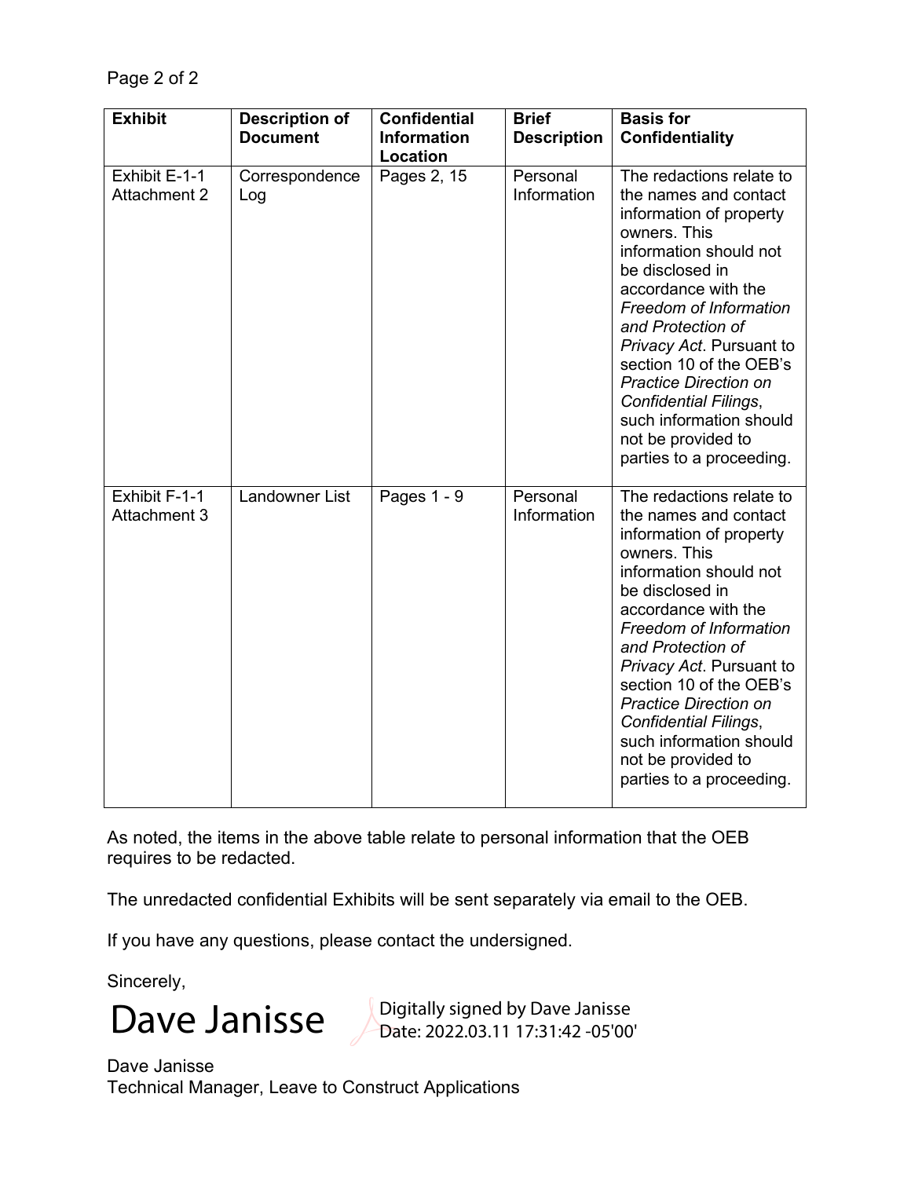| Exhibit | Description of Document | Confidential Information Location | Brief Description | Basis for Confidentiality |
|---|---|---|---|---|
| Exhibit E-1-1 Attachment 2 | Correspondence Log | Pages 2, 15 | Personal Information | The redactions relate to the names and contact information of property owners. This information should not be disclosed in accordance with the *Freedom of Information and Protection of Privacy Act*. Pursuant to section 10 of the OEB's *Practice Direction on Confidential Filings*, such information should not be provided to parties to a proceeding. |
| Exhibit F-1-1 Attachment 3 | Landowner List | Pages 1 - 9 | Personal Information | The redactions relate to the names and contact information of property owners. This information should not be disclosed in accordance with the *Freedom of Information and Protection of Privacy Act*. Pursuant to section 10 of the OEB's *Practice Direction on Confidential Filings*, such information should not be provided to parties to a proceeding. |

As noted, the items in the above table relate to personal information that the OEB requires to be redacted.

The unredacted confidential Exhibits will be sent separately via email to the OEB.

If you have any questions, please contact the undersigned.

Sincerely,

Dave Janisse

Digitally signed by Dave Janisse
Date: 2022.03.11 17:31:42 -05'00'

Dave Janisse
Technical Manager, Leave to Construct Applications